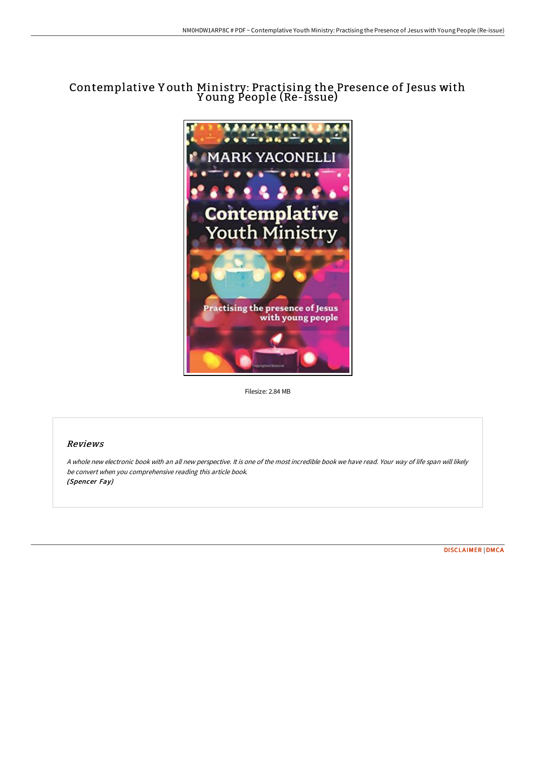# Contemplative Youth Ministry: Practising the Presence of Jesus with Young People (Re-issue)

Filesize: 2.84 MB

## Reviews

*A whole new electronic book with an all new perspective. It is one of the most incredible book we have read. Your way of life span will likely be convert when you comprehensive reading this article book.*
*(Spencer Fay)*

DISCLAIMER | DMCA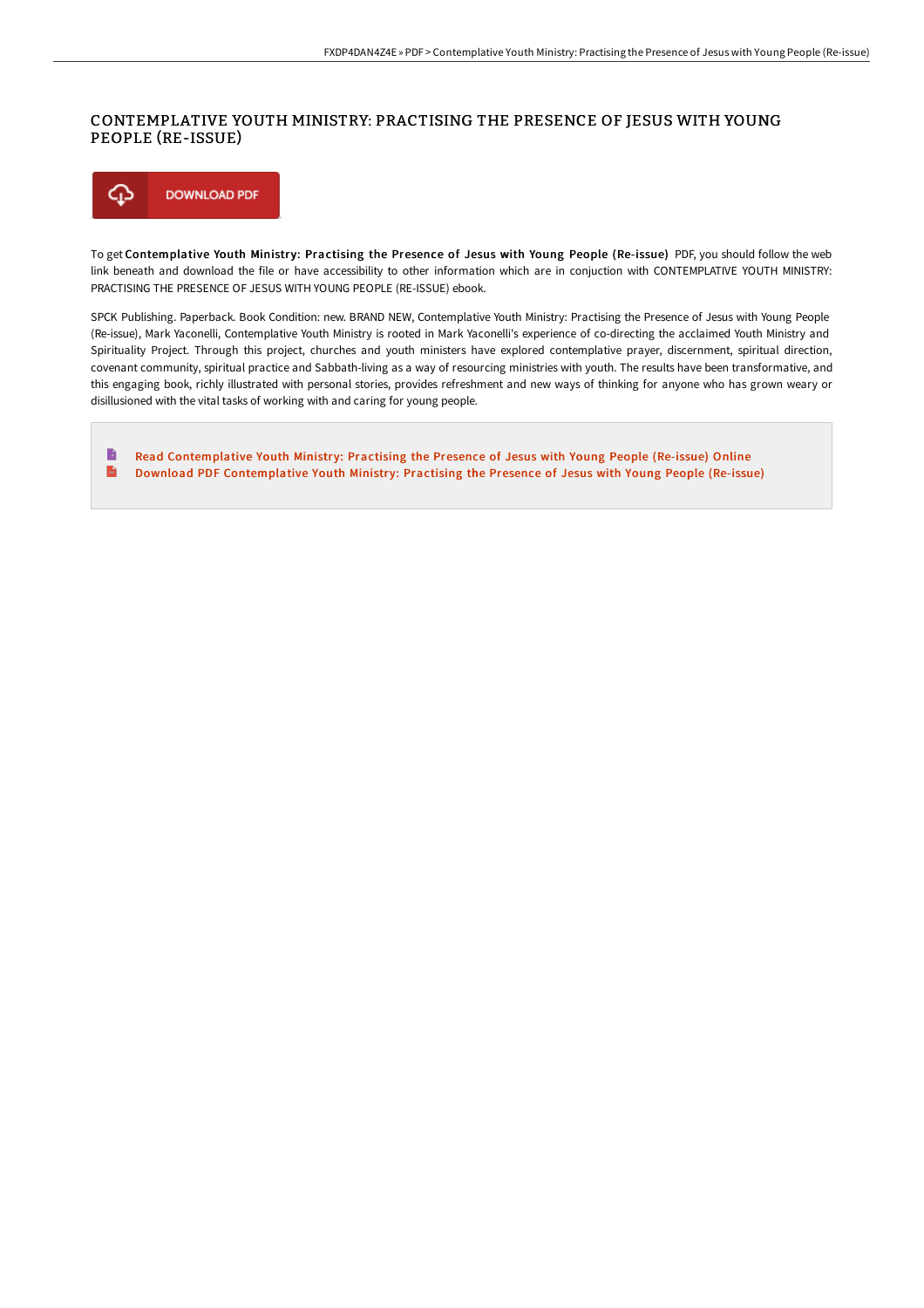# CONTEMPLATIVE YOUTH MINISTRY: PRACTISING THE PRESENCE OF JESUS WITH YOUNG PEOPLE (RE-ISSUE)

DOWNLOAD PDF

To get **Contemplative Youth Ministry: Practising the Presence of Jesus with Young People (Re-issue)** PDF, you should follow the web link beneath and download the file or have accessibility to other information which are in conjuction with CONTEMPLATIVE YOUTH MINISTRY: PRACTISING THE PRESENCE OF JESUS WITH YOUNG PEOPLE (RE-ISSUE) ebook.

SPCK Publishing. Paperback. Book Condition: new. BRAND NEW, Contemplative Youth Ministry: Practising the Presence of Jesus with Young People (Re-issue), Mark Yaconelli, Contemplative Youth Ministry is rooted in Mark Yaconelli's experience of co-directing the acclaimed Youth Ministry and Spirituality Project. Through this project, churches and youth ministers have explored contemplative prayer, discernment, spiritual direction, covenant community, spiritual practice and Sabbath-living as a way of resourcing ministries with youth. The results have been transformative, and this engaging book, richly illustrated with personal stories, provides refreshment and new ways of thinking for anyone who has grown weary or disillusioned with the vital tasks of working with and caring for young people.

- Read Contemplative Youth Ministry: Practising the Presence of Jesus with Young People (Re-issue) Online
- Download PDF Contemplative Youth Ministry: Practising the Presence of Jesus with Young People (Re-issue)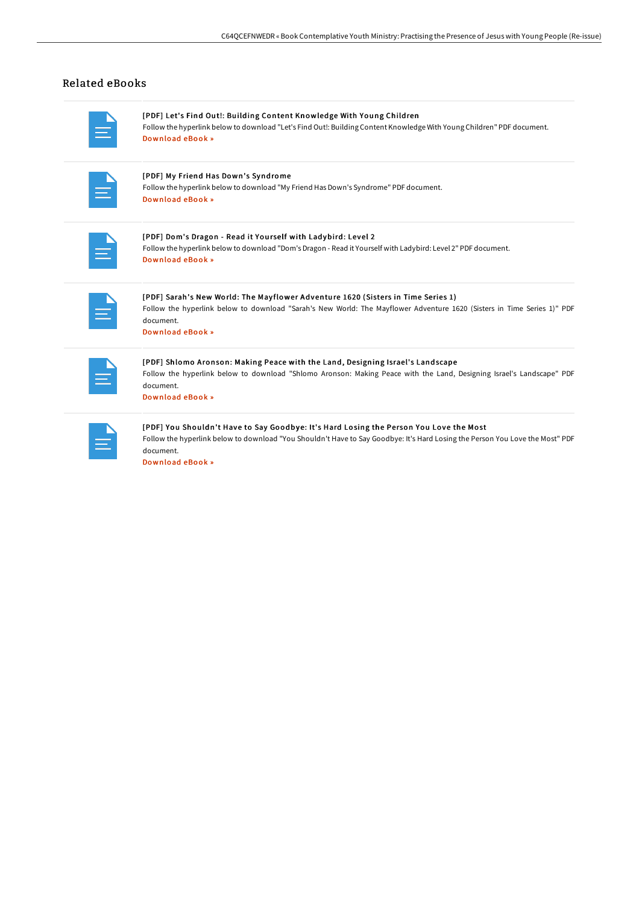## Related eBooks

[PDF] Let's Find Out!: Building Content Knowledge With Young Children
Follow the hyperlink below to download "Let's Find Out!: Building Content Knowledge With Young Children" PDF document.
Download eBook »

[PDF] My Friend Has Down's Syndrome
Follow the hyperlink below to download "My Friend Has Down's Syndrome" PDF document.
Download eBook »

[PDF] Dom's Dragon - Read it Yourself with Ladybird: Level 2
Follow the hyperlink below to download "Dom's Dragon - Read it Yourself with Ladybird: Level 2" PDF document.
Download eBook »

[PDF] Sarah's New World: The Mayflower Adventure 1620 (Sisters in Time Series 1)
Follow the hyperlink below to download "Sarah's New World: The Mayflower Adventure 1620 (Sisters in Time Series 1)" PDF document.
Download eBook »

[PDF] Shlomo Aronson: Making Peace with the Land, Designing Israel's Landscape
Follow the hyperlink below to download "Shlomo Aronson: Making Peace with the Land, Designing Israel's Landscape" PDF document.
Download eBook »

[PDF] You Shouldn't Have to Say Goodbye: It's Hard Losing the Person You Love the Most
Follow the hyperlink below to download "You Shouldn't Have to Say Goodbye: It's Hard Losing the Person You Love the Most" PDF document.
Download eBook »